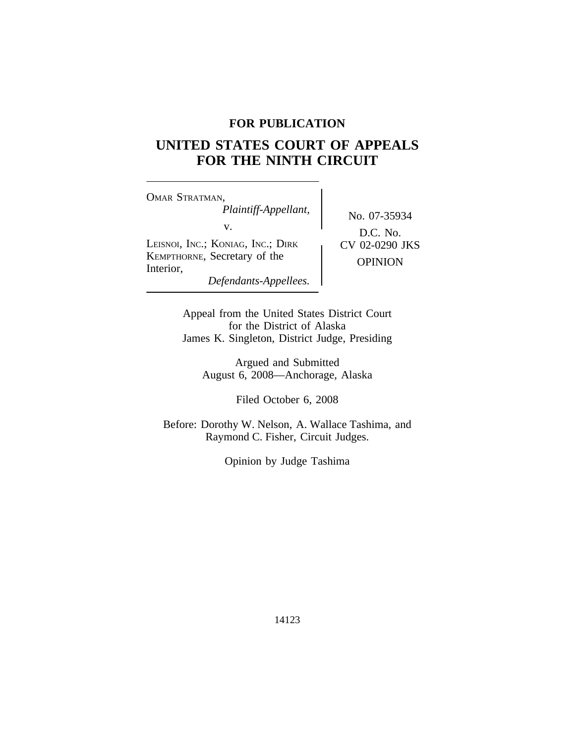**FOR PUBLICATION**

# UNITED STATES COURT OF APPEALS FOR THE NINTH CIRCUIT

OMAR STRATMAN,
*Plaintiff-Appellant,*

v.

LEISNOI, INC.; KONIAG, INC.; DIRK KEMPTHORNE, Secretary of the Interior,
*Defendants-Appellees.*

No. 07-35934

D.C. No. CV 02-0290 JKS

OPINION

Appeal from the United States District Court
for the District of Alaska
James K. Singleton, District Judge, Presiding

Argued and Submitted
August 6, 2008—Anchorage, Alaska

Filed October 6, 2008

Before: Dorothy W. Nelson, A. Wallace Tashima, and Raymond C. Fisher, Circuit Judges.

Opinion by Judge Tashima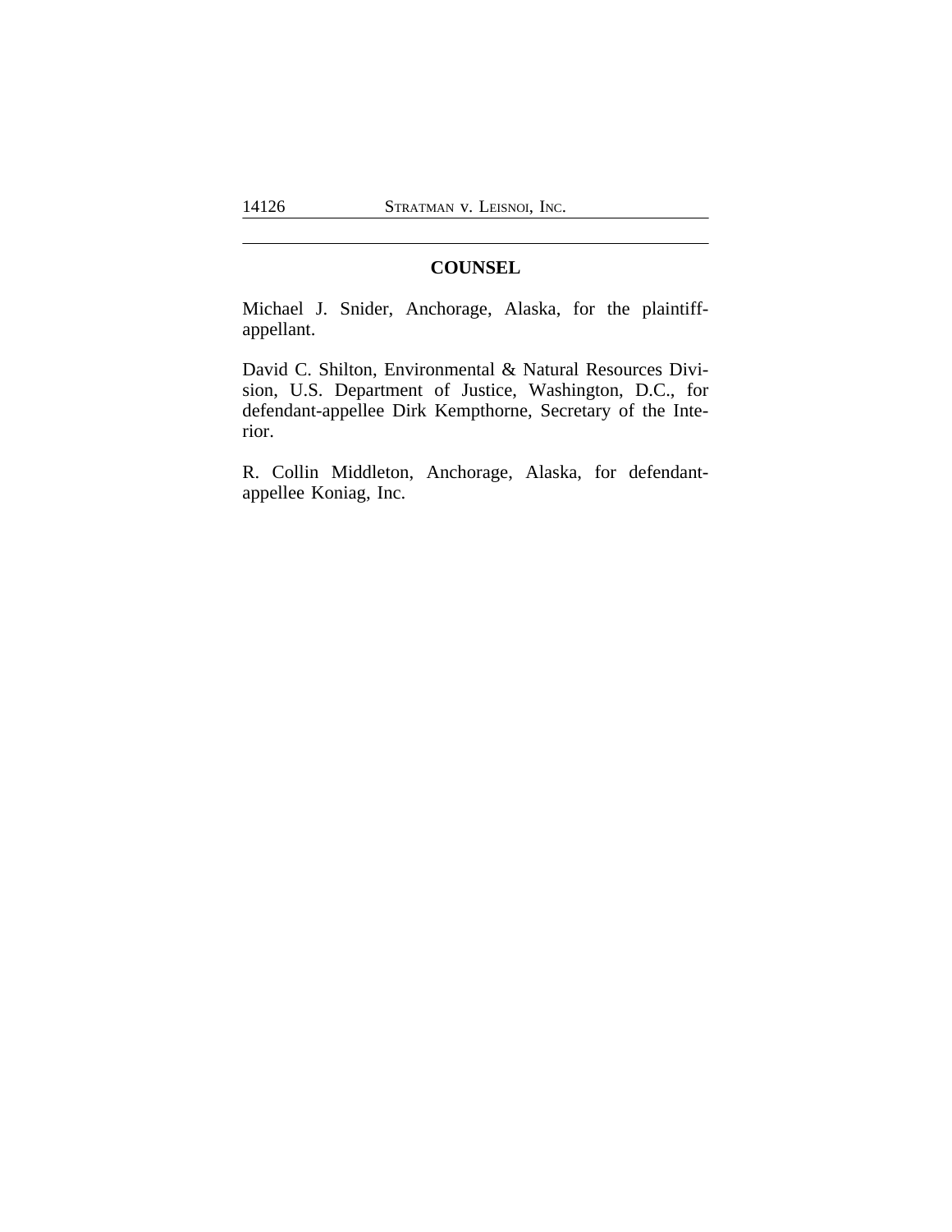## COUNSEL

Michael J. Snider, Anchorage, Alaska, for the plaintiff-appellant.

David C. Shilton, Environmental & Natural Resources Division, U.S. Department of Justice, Washington, D.C., for defendant-appellee Dirk Kempthorne, Secretary of the Interior.

R. Collin Middleton, Anchorage, Alaska, for defendant-appellee Koniag, Inc.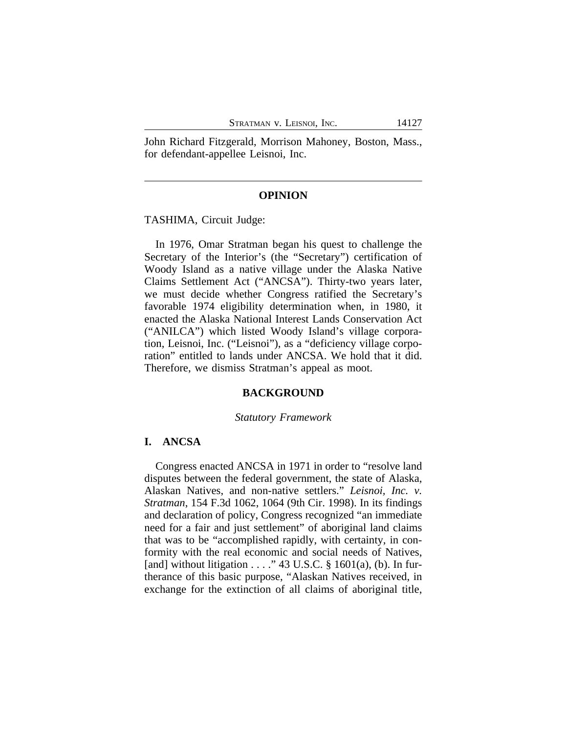John Richard Fitzgerald, Morrison Mahoney, Boston, Mass., for defendant-appellee Leisnoi, Inc.

---

## OPINION

TASHIMA, Circuit Judge:

In 1976, Omar Stratman began his quest to challenge the Secretary of the Interior's (the "Secretary") certification of Woody Island as a native village under the Alaska Native Claims Settlement Act ("ANCSA"). Thirty-two years later, we must decide whether Congress ratified the Secretary's favorable 1974 eligibility determination when, in 1980, it enacted the Alaska National Interest Lands Conservation Act ("ANILCA") which listed Woody Island's village corporation, Leisnoi, Inc. ("Leisnoi"), as a "deficiency village corporation" entitled to lands under ANCSA. We hold that it did. Therefore, we dismiss Stratman's appeal as moot.

## BACKGROUND

*Statutory Framework*

### I. ANCSA

Congress enacted ANCSA in 1971 in order to "resolve land disputes between the federal government, the state of Alaska, Alaskan Natives, and non-native settlers." *Leisnoi, Inc. v. Stratman*, 154 F.3d 1062, 1064 (9th Cir. 1998). In its findings and declaration of policy, Congress recognized "an immediate need for a fair and just settlement" of aboriginal land claims that was to be "accomplished rapidly, with certainty, in conformity with the real economic and social needs of Natives, [and] without litigation . . . ." 43 U.S.C. § 1601(a), (b). In furtherance of this basic purpose, "Alaskan Natives received, in exchange for the extinction of all claims of aboriginal title,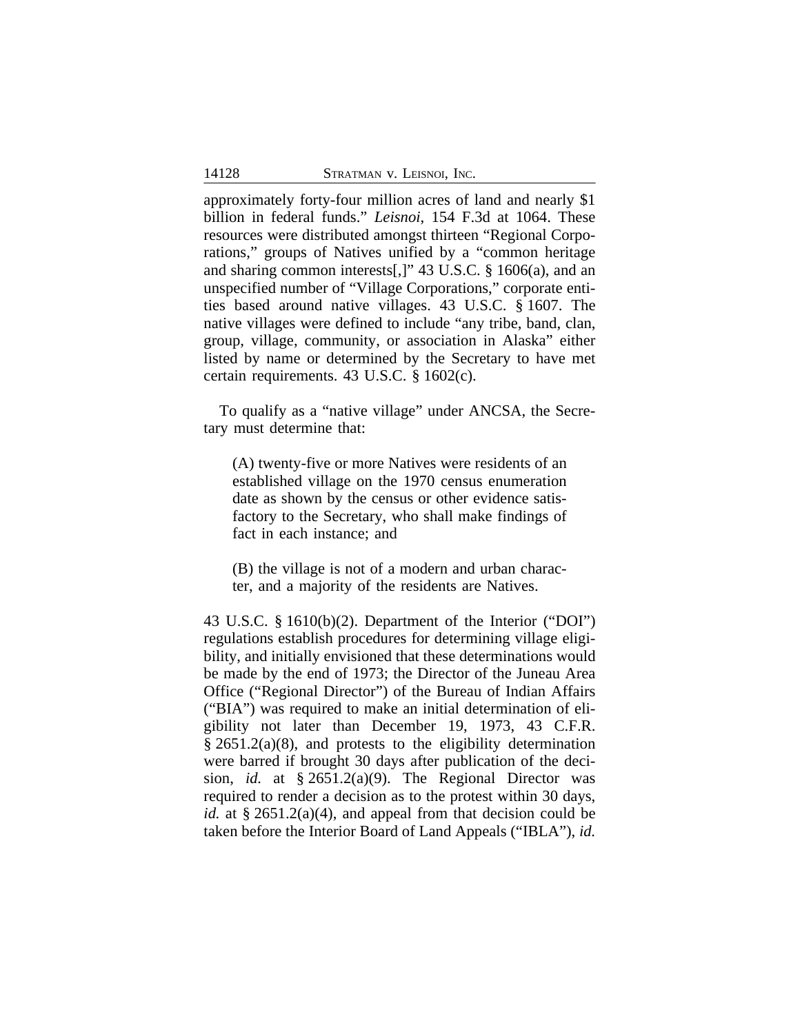approximately forty-four million acres of land and nearly $1 billion in federal funds." *Leisnoi*, 154 F.3d at 1064. These resources were distributed amongst thirteen "Regional Corporations," groups of Natives unified by a "common heritage and sharing common interests[,]" 43 U.S.C. § 1606(a), and an unspecified number of "Village Corporations," corporate entities based around native villages. 43 U.S.C. § 1607. The native villages were defined to include "any tribe, band, clan, group, village, community, or association in Alaska" either listed by name or determined by the Secretary to have met certain requirements. 43 U.S.C. § 1602(c).

To qualify as a "native village" under ANCSA, the Secretary must determine that:

> (A) twenty-five or more Natives were residents of an established village on the 1970 census enumeration date as shown by the census or other evidence satisfactory to the Secretary, who shall make findings of fact in each instance; and
>
> (B) the village is not of a modern and urban character, and a majority of the residents are Natives.

43 U.S.C. § 1610(b)(2). Department of the Interior ("DOI") regulations establish procedures for determining village eligibility, and initially envisioned that these determinations would be made by the end of 1973; the Director of the Juneau Area Office ("Regional Director") of the Bureau of Indian Affairs ("BIA") was required to make an initial determination of eligibility not later than December 19, 1973, 43 C.F.R. § 2651.2(a)(8), and protests to the eligibility determination were barred if brought 30 days after publication of the decision, *id.* at § 2651.2(a)(9). The Regional Director was required to render a decision as to the protest within 30 days, *id.* at § 2651.2(a)(4), and appeal from that decision could be taken before the Interior Board of Land Appeals ("IBLA"), *id.*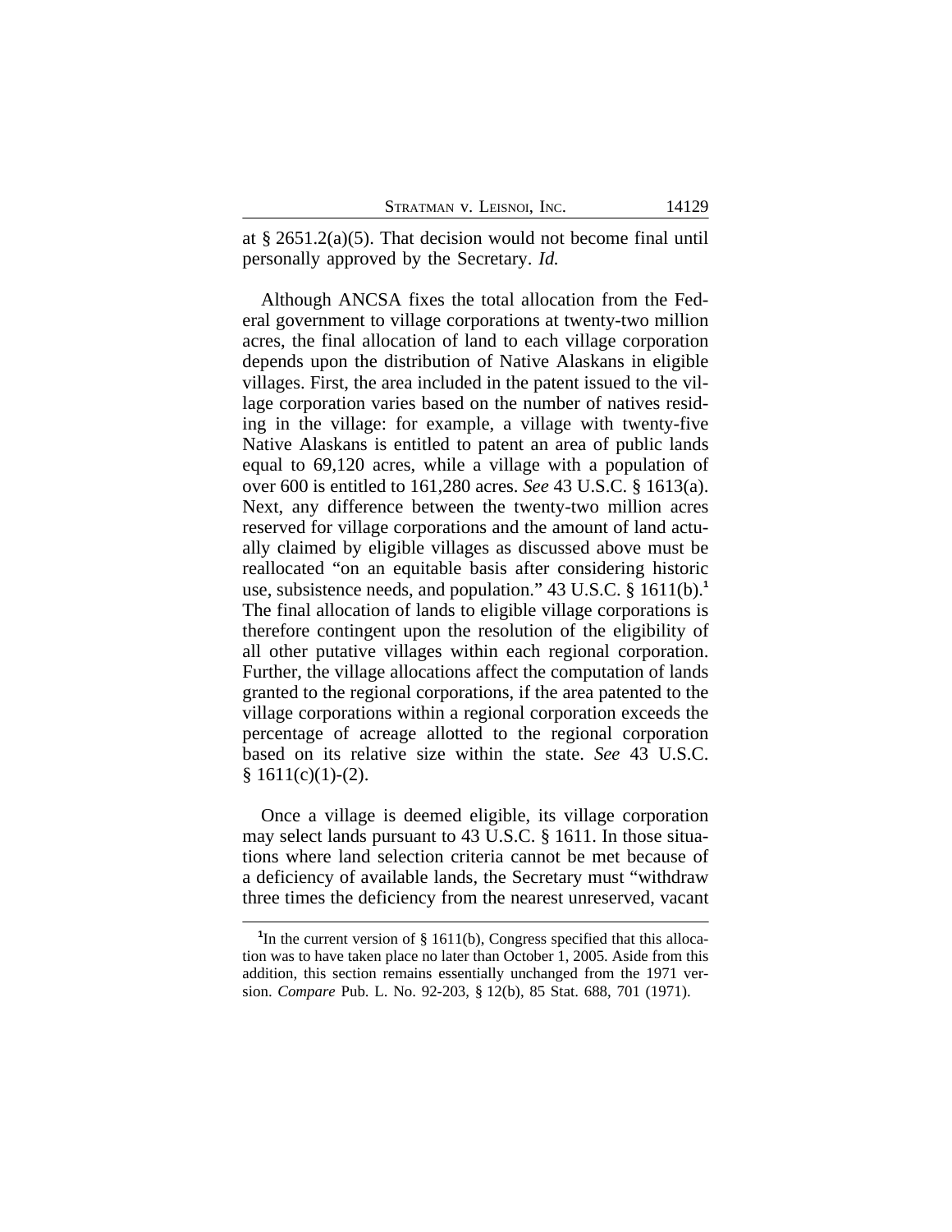at § 2651.2(a)(5). That decision would not become final until personally approved by the Secretary. *Id.*

Although ANCSA fixes the total allocation from the Federal government to village corporations at twenty-two million acres, the final allocation of land to each village corporation depends upon the distribution of Native Alaskans in eligible villages. First, the area included in the patent issued to the village corporation varies based on the number of natives residing in the village: for example, a village with twenty-five Native Alaskans is entitled to patent an area of public lands equal to 69,120 acres, while a village with a population of over 600 is entitled to 161,280 acres. *See* 43 U.S.C. § 1613(a). Next, any difference between the twenty-two million acres reserved for village corporations and the amount of land actually claimed by eligible villages as discussed above must be reallocated "on an equitable basis after considering historic use, subsistence needs, and population." 43 U.S.C. § 1611(b).[1] The final allocation of lands to eligible village corporations is therefore contingent upon the resolution of the eligibility of all other putative villages within each regional corporation. Further, the village allocations affect the computation of lands granted to the regional corporations, if the area patented to the village corporations within a regional corporation exceeds the percentage of acreage allotted to the regional corporation based on its relative size within the state. *See* 43 U.S.C. § 1611(c)(1)-(2).

Once a village is deemed eligible, its village corporation may select lands pursuant to 43 U.S.C. § 1611. In those situations where land selection criteria cannot be met because of a deficiency of available lands, the Secretary must "withdraw three times the deficiency from the nearest unreserved, vacant

---

[1] In the current version of § 1611(b), Congress specified that this allocation was to have taken place no later than October 1, 2005. Aside from this addition, this section remains essentially unchanged from the 1971 version. *Compare* Pub. L. No. 92-203, § 12(b), 85 Stat. 688, 701 (1971).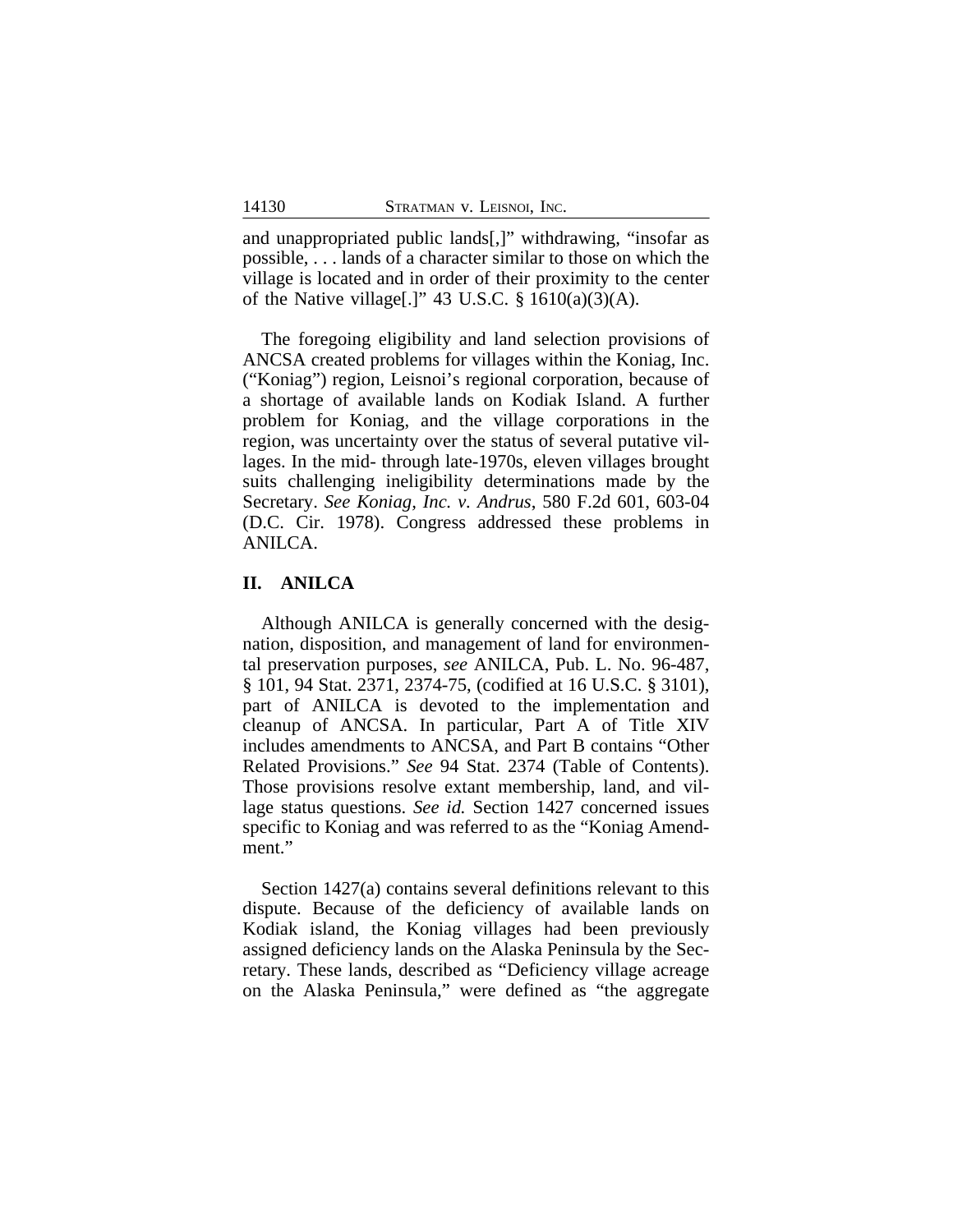and unappropriated public lands[,]" withdrawing, "insofar as possible, . . . lands of a character similar to those on which the village is located and in order of their proximity to the center of the Native village[.]" 43 U.S.C. § 1610(a)(3)(A).

The foregoing eligibility and land selection provisions of ANCSA created problems for villages within the Koniag, Inc. ("Koniag") region, Leisnoi's regional corporation, because of a shortage of available lands on Kodiak Island. A further problem for Koniag, and the village corporations in the region, was uncertainty over the status of several putative villages. In the mid- through late-1970s, eleven villages brought suits challenging ineligibility determinations made by the Secretary. *See Koniag, Inc. v. Andrus*, 580 F.2d 601, 603-04 (D.C. Cir. 1978). Congress addressed these problems in ANILCA.

## II. ANILCA

Although ANILCA is generally concerned with the designation, disposition, and management of land for environmental preservation purposes, *see* ANILCA, Pub. L. No. 96-487, § 101, 94 Stat. 2371, 2374-75, (codified at 16 U.S.C. § 3101), part of ANILCA is devoted to the implementation and cleanup of ANCSA. In particular, Part A of Title XIV includes amendments to ANCSA, and Part B contains "Other Related Provisions." *See* 94 Stat. 2374 (Table of Contents). Those provisions resolve extant membership, land, and village status questions. *See id.* Section 1427 concerned issues specific to Koniag and was referred to as the "Koniag Amendment."

Section 1427(a) contains several definitions relevant to this dispute. Because of the deficiency of available lands on Kodiak island, the Koniag villages had been previously assigned deficiency lands on the Alaska Peninsula by the Secretary. These lands, described as "Deficiency village acreage on the Alaska Peninsula," were defined as "the aggregate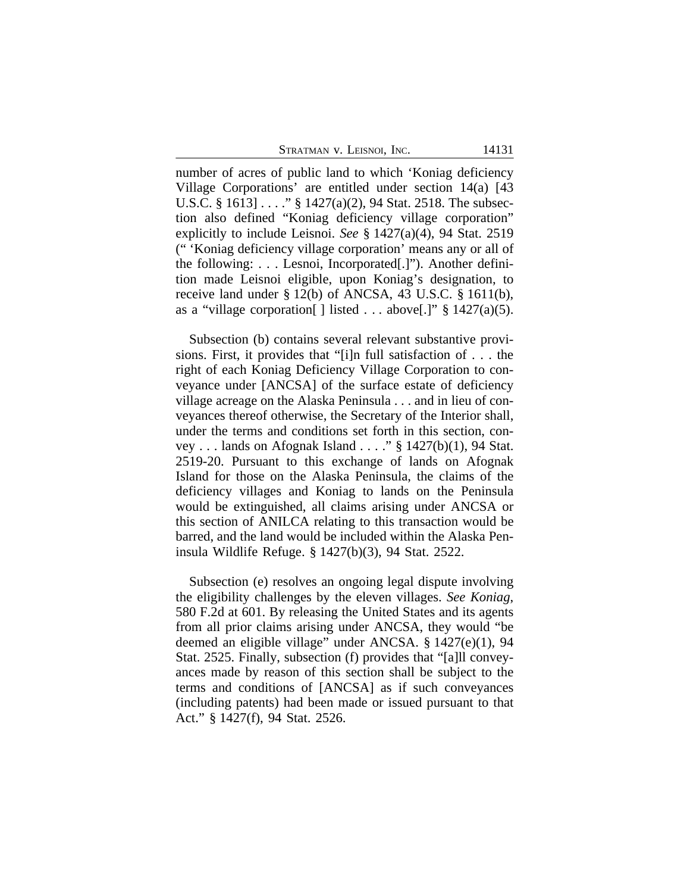number of acres of public land to which 'Koniag deficiency Village Corporations' are entitled under section 14(a) [43 U.S.C. § 1613] . . . ." § 1427(a)(2), 94 Stat. 2518. The subsection also defined "Koniag deficiency village corporation" explicitly to include Leisnoi. *See* § 1427(a)(4), 94 Stat. 2519 (" 'Koniag deficiency village corporation' means any or all of the following: . . . Lesnoi, Incorporated[.]"). Another definition made Leisnoi eligible, upon Koniag's designation, to receive land under § 12(b) of ANCSA, 43 U.S.C. § 1611(b), as a "village corporation[ ] listed . . . above[.]" § 1427(a)(5).

Subsection (b) contains several relevant substantive provisions. First, it provides that "[i]n full satisfaction of . . . the right of each Koniag Deficiency Village Corporation to conveyance under [ANCSA] of the surface estate of deficiency village acreage on the Alaska Peninsula . . . and in lieu of conveyances thereof otherwise, the Secretary of the Interior shall, under the terms and conditions set forth in this section, convey . . . lands on Afognak Island . . . ." § 1427(b)(1), 94 Stat. 2519-20. Pursuant to this exchange of lands on Afognak Island for those on the Alaska Peninsula, the claims of the deficiency villages and Koniag to lands on the Peninsula would be extinguished, all claims arising under ANCSA or this section of ANILCA relating to this transaction would be barred, and the land would be included within the Alaska Peninsula Wildlife Refuge. § 1427(b)(3), 94 Stat. 2522.

Subsection (e) resolves an ongoing legal dispute involving the eligibility challenges by the eleven villages. *See Koniag*, 580 F.2d at 601. By releasing the United States and its agents from all prior claims arising under ANCSA, they would "be deemed an eligible village" under ANCSA. § 1427(e)(1), 94 Stat. 2525. Finally, subsection (f) provides that "[a]ll conveyances made by reason of this section shall be subject to the terms and conditions of [ANCSA] as if such conveyances (including patents) had been made or issued pursuant to that Act." § 1427(f), 94 Stat. 2526.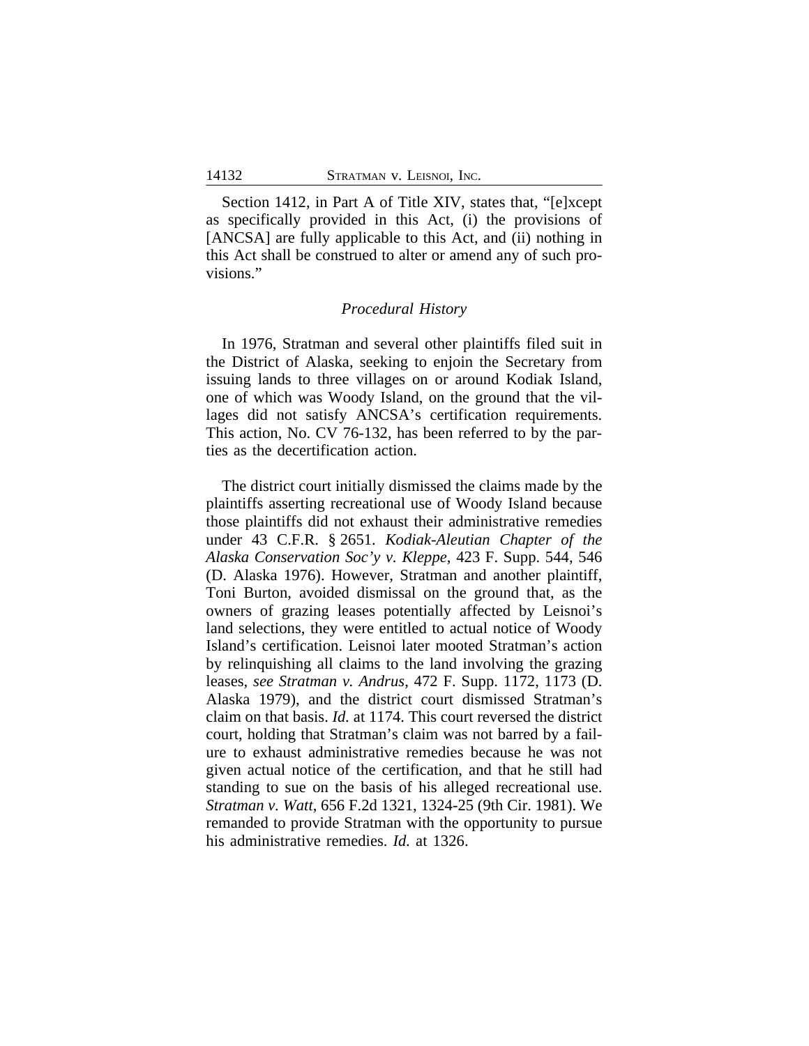Section 1412, in Part A of Title XIV, states that, "[e]xcept as specifically provided in this Act, (i) the provisions of [ANCSA] are fully applicable to this Act, and (ii) nothing in this Act shall be construed to alter or amend any of such provisions."

### *Procedural History*

In 1976, Stratman and several other plaintiffs filed suit in the District of Alaska, seeking to enjoin the Secretary from issuing lands to three villages on or around Kodiak Island, one of which was Woody Island, on the ground that the villages did not satisfy ANCSA's certification requirements. This action, No. CV 76-132, has been referred to by the parties as the decertification action.

The district court initially dismissed the claims made by the plaintiffs asserting recreational use of Woody Island because those plaintiffs did not exhaust their administrative remedies under 43 C.F.R. § 2651. *Kodiak-Aleutian Chapter of the Alaska Conservation Soc'y v. Kleppe*, 423 F. Supp. 544, 546 (D. Alaska 1976). However, Stratman and another plaintiff, Toni Burton, avoided dismissal on the ground that, as the owners of grazing leases potentially affected by Leisnoi's land selections, they were entitled to actual notice of Woody Island's certification. Leisnoi later mooted Stratman's action by relinquishing all claims to the land involving the grazing leases, *see Stratman v. Andrus*, 472 F. Supp. 1172, 1173 (D. Alaska 1979), and the district court dismissed Stratman's claim on that basis. *Id.* at 1174. This court reversed the district court, holding that Stratman's claim was not barred by a failure to exhaust administrative remedies because he was not given actual notice of the certification, and that he still had standing to sue on the basis of his alleged recreational use. *Stratman v. Watt*, 656 F.2d 1321, 1324-25 (9th Cir. 1981). We remanded to provide Stratman with the opportunity to pursue his administrative remedies. *Id.* at 1326.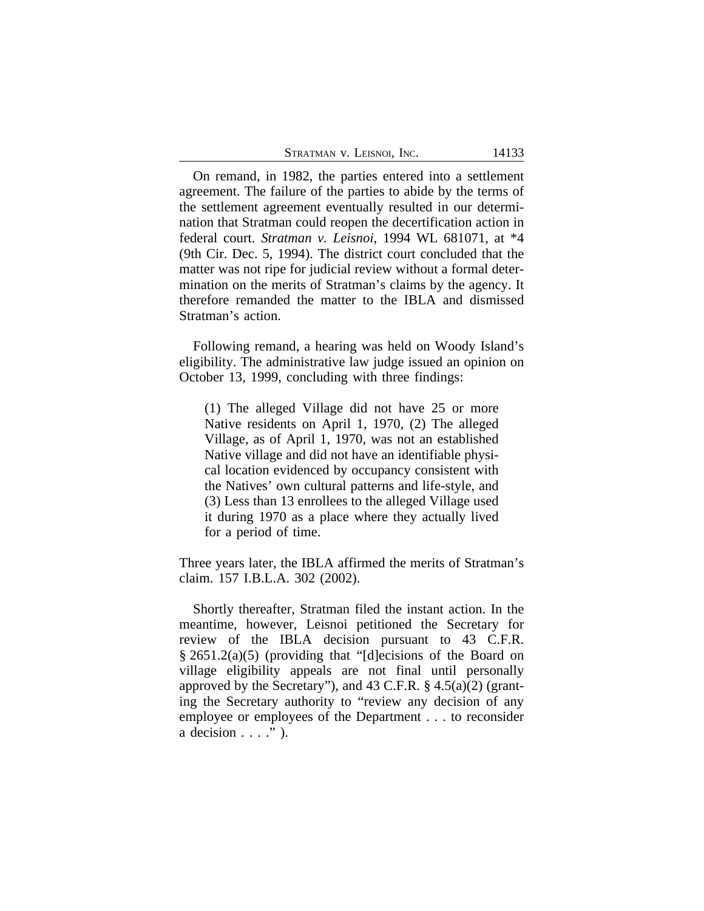On remand, in 1982, the parties entered into a settlement agreement. The failure of the parties to abide by the terms of the settlement agreement eventually resulted in our determination that Stratman could reopen the decertification action in federal court. *Stratman v. Leisnoi*, 1994 WL 681071, at *4 (9th Cir. Dec. 5, 1994). The district court concluded that the matter was not ripe for judicial review without a formal determination on the merits of Stratman's claims by the agency. It therefore remanded the matter to the IBLA and dismissed Stratman's action.

Following remand, a hearing was held on Woody Island's eligibility. The administrative law judge issued an opinion on October 13, 1999, concluding with three findings:

> (1) The alleged Village did not have 25 or more Native residents on April 1, 1970, (2) The alleged Village, as of April 1, 1970, was not an established Native village and did not have an identifiable physical location evidenced by occupancy consistent with the Natives' own cultural patterns and life-style, and (3) Less than 13 enrollees to the alleged Village used it during 1970 as a place where they actually lived for a period of time.

Three years later, the IBLA affirmed the merits of Stratman's claim. 157 I.B.L.A. 302 (2002).

Shortly thereafter, Stratman filed the instant action. In the meantime, however, Leisnoi petitioned the Secretary for review of the IBLA decision pursuant to 43 C.F.R. § 2651.2(a)(5) (providing that "[d]ecisions of the Board on village eligibility appeals are not final until personally approved by the Secretary"), and 43 C.F.R. § 4.5(a)(2) (granting the Secretary authority to "review any decision of any employee or employees of the Department . . . to reconsider a decision . . . ." ).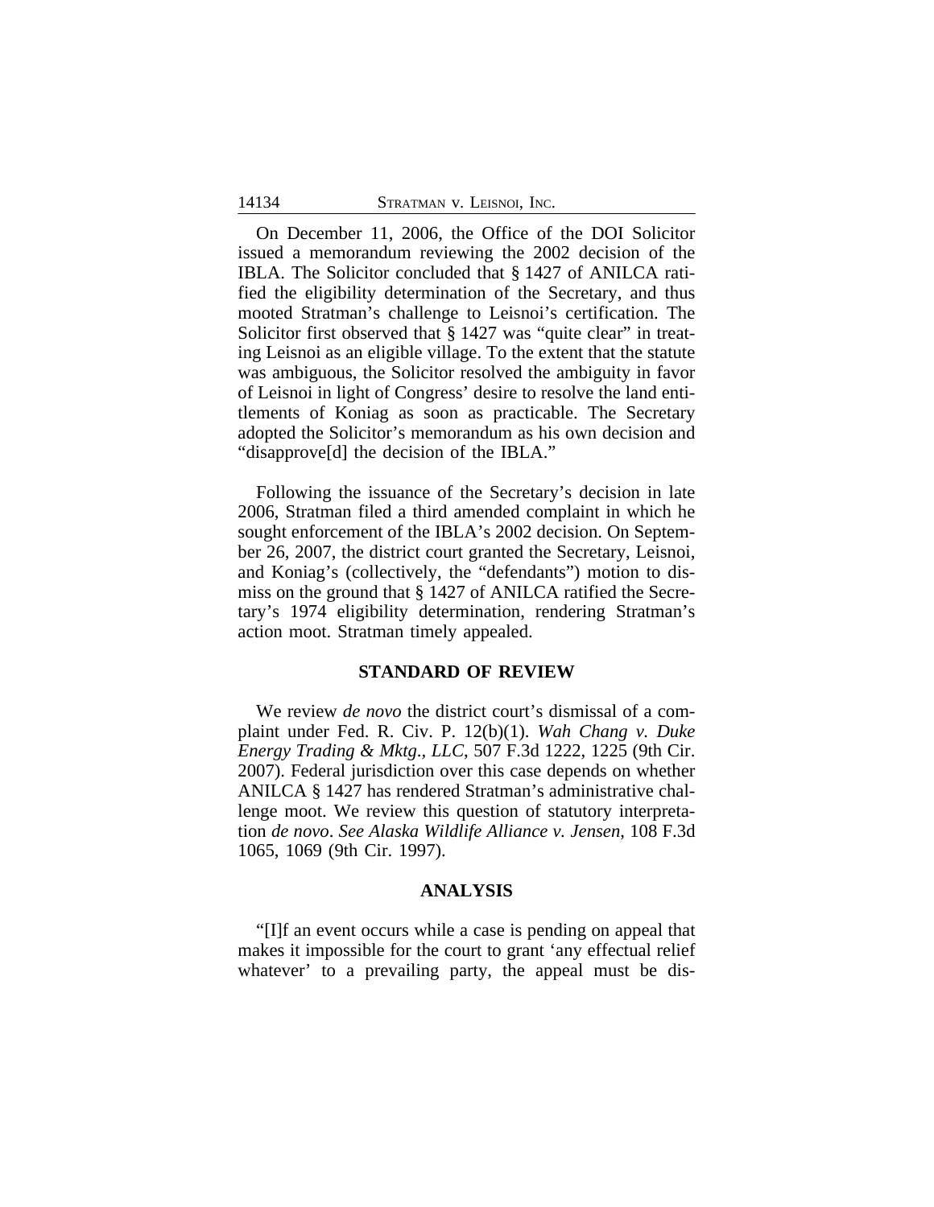On December 11, 2006, the Office of the DOI Solicitor issued a memorandum reviewing the 2002 decision of the IBLA. The Solicitor concluded that § 1427 of ANILCA ratified the eligibility determination of the Secretary, and thus mooted Stratman's challenge to Leisnoi's certification. The Solicitor first observed that § 1427 was "quite clear" in treating Leisnoi as an eligible village. To the extent that the statute was ambiguous, the Solicitor resolved the ambiguity in favor of Leisnoi in light of Congress' desire to resolve the land entitlements of Koniag as soon as practicable. The Secretary adopted the Solicitor's memorandum as his own decision and "disapprove[d] the decision of the IBLA."

Following the issuance of the Secretary's decision in late 2006, Stratman filed a third amended complaint in which he sought enforcement of the IBLA's 2002 decision. On September 26, 2007, the district court granted the Secretary, Leisnoi, and Koniag's (collectively, the "defendants") motion to dismiss on the ground that § 1427 of ANILCA ratified the Secretary's 1974 eligibility determination, rendering Stratman's action moot. Stratman timely appealed.

## STANDARD OF REVIEW

We review *de novo* the district court's dismissal of a complaint under Fed. R. Civ. P. 12(b)(1). *Wah Chang v. Duke Energy Trading & Mktg., LLC*, 507 F.3d 1222, 1225 (9th Cir. 2007). Federal jurisdiction over this case depends on whether ANILCA § 1427 has rendered Stratman's administrative challenge moot. We review this question of statutory interpretation *de novo*. *See Alaska Wildlife Alliance v. Jensen*, 108 F.3d 1065, 1069 (9th Cir. 1997).

## ANALYSIS

"[I]f an event occurs while a case is pending on appeal that makes it impossible for the court to grant 'any effectual relief whatever' to a prevailing party, the appeal must be dis-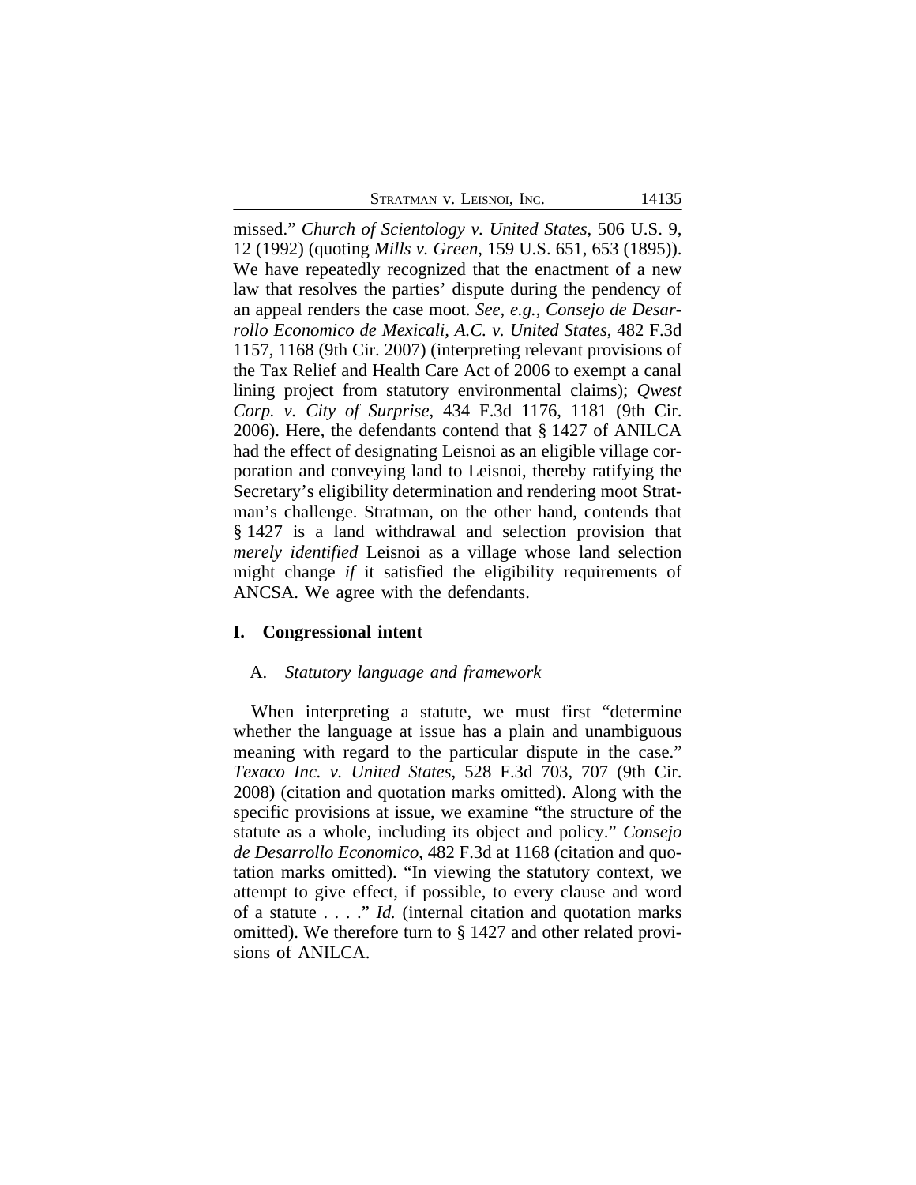missed." *Church of Scientology v. United States*, 506 U.S. 9, 12 (1992) (quoting *Mills v. Green*, 159 U.S. 651, 653 (1895)). We have repeatedly recognized that the enactment of a new law that resolves the parties' dispute during the pendency of an appeal renders the case moot. *See, e.g.*, *Consejo de Desarrollo Economico de Mexicali, A.C. v. United States*, 482 F.3d 1157, 1168 (9th Cir. 2007) (interpreting relevant provisions of the Tax Relief and Health Care Act of 2006 to exempt a canal lining project from statutory environmental claims); *Qwest Corp. v. City of Surprise*, 434 F.3d 1176, 1181 (9th Cir. 2006). Here, the defendants contend that § 1427 of ANILCA had the effect of designating Leisnoi as an eligible village corporation and conveying land to Leisnoi, thereby ratifying the Secretary's eligibility determination and rendering moot Stratman's challenge. Stratman, on the other hand, contends that § 1427 is a land withdrawal and selection provision that *merely identified* Leisnoi as a village whose land selection might change *if* it satisfied the eligibility requirements of ANCSA. We agree with the defendants.

## I. Congressional intent

### A. *Statutory language and framework*

When interpreting a statute, we must first "determine whether the language at issue has a plain and unambiguous meaning with regard to the particular dispute in the case." *Texaco Inc. v. United States*, 528 F.3d 703, 707 (9th Cir. 2008) (citation and quotation marks omitted). Along with the specific provisions at issue, we examine "the structure of the statute as a whole, including its object and policy." *Consejo de Desarrollo Economico*, 482 F.3d at 1168 (citation and quotation marks omitted). "In viewing the statutory context, we attempt to give effect, if possible, to every clause and word of a statute . . . ." *Id.* (internal citation and quotation marks omitted). We therefore turn to § 1427 and other related provisions of ANILCA.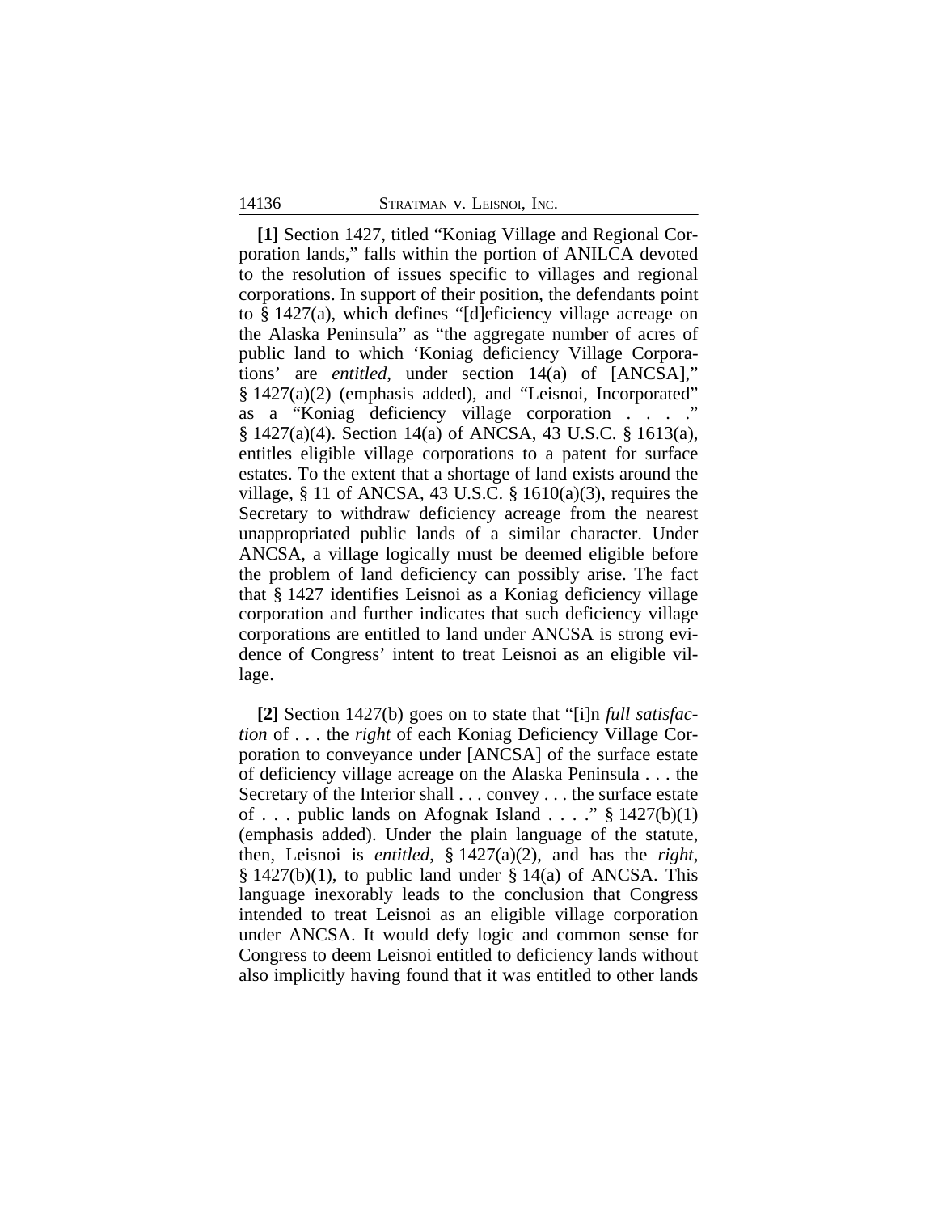**[1]** Section 1427, titled "Koniag Village and Regional Corporation lands," falls within the portion of ANILCA devoted to the resolution of issues specific to villages and regional corporations. In support of their position, the defendants point to § 1427(a), which defines "[d]eficiency village acreage on the Alaska Peninsula" as "the aggregate number of acres of public land to which 'Koniag deficiency Village Corporations' are *entitled*, under section 14(a) of [ANCSA]," § 1427(a)(2) (emphasis added), and "Leisnoi, Incorporated" as a "Koniag deficiency village corporation . . . ." § 1427(a)(4). Section 14(a) of ANCSA, 43 U.S.C. § 1613(a), entitles eligible village corporations to a patent for surface estates. To the extent that a shortage of land exists around the village, § 11 of ANCSA, 43 U.S.C. § 1610(a)(3), requires the Secretary to withdraw deficiency acreage from the nearest unappropriated public lands of a similar character. Under ANCSA, a village logically must be deemed eligible before the problem of land deficiency can possibly arise. The fact that § 1427 identifies Leisnoi as a Koniag deficiency village corporation and further indicates that such deficiency village corporations are entitled to land under ANCSA is strong evidence of Congress' intent to treat Leisnoi as an eligible village.

**[2]** Section 1427(b) goes on to state that "[i]n *full satisfaction* of . . . the *right* of each Koniag Deficiency Village Corporation to conveyance under [ANCSA] of the surface estate of deficiency village acreage on the Alaska Peninsula . . . the Secretary of the Interior shall . . . convey . . . the surface estate of . . . public lands on Afognak Island . . . ." § 1427(b)(1) (emphasis added). Under the plain language of the statute, then, Leisnoi is *entitled*, § 1427(a)(2), and has the *right*, § 1427(b)(1), to public land under § 14(a) of ANCSA. This language inexorably leads to the conclusion that Congress intended to treat Leisnoi as an eligible village corporation under ANCSA. It would defy logic and common sense for Congress to deem Leisnoi entitled to deficiency lands without also implicitly having found that it was entitled to other lands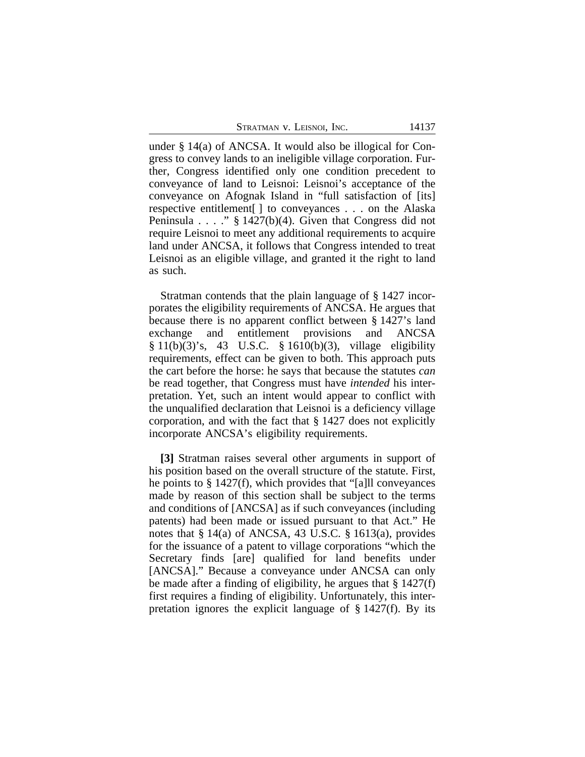under § 14(a) of ANCSA. It would also be illogical for Congress to convey lands to an ineligible village corporation. Further, Congress identified only one condition precedent to conveyance of land to Leisnoi: Leisnoi's acceptance of the conveyance on Afognak Island in "full satisfaction of [its] respective entitlement[ ] to conveyances . . . on the Alaska Peninsula . . . ." § 1427(b)(4). Given that Congress did not require Leisnoi to meet any additional requirements to acquire land under ANCSA, it follows that Congress intended to treat Leisnoi as an eligible village, and granted it the right to land as such.

Stratman contends that the plain language of § 1427 incorporates the eligibility requirements of ANCSA. He argues that because there is no apparent conflict between § 1427's land exchange and entitlement provisions and ANCSA § 11(b)(3)'s, 43 U.S.C. § 1610(b)(3), village eligibility requirements, effect can be given to both. This approach puts the cart before the horse: he says that because the statutes *can* be read together, that Congress must have *intended* his interpretation. Yet, such an intent would appear to conflict with the unqualified declaration that Leisnoi is a deficiency village corporation, and with the fact that § 1427 does not explicitly incorporate ANCSA's eligibility requirements.

**[3]** Stratman raises several other arguments in support of his position based on the overall structure of the statute. First, he points to § 1427(f), which provides that "[a]ll conveyances made by reason of this section shall be subject to the terms and conditions of [ANCSA] as if such conveyances (including patents) had been made or issued pursuant to that Act." He notes that § 14(a) of ANCSA, 43 U.S.C. § 1613(a), provides for the issuance of a patent to village corporations "which the Secretary finds [are] qualified for land benefits under [ANCSA]." Because a conveyance under ANCSA can only be made after a finding of eligibility, he argues that § 1427(f) first requires a finding of eligibility. Unfortunately, this interpretation ignores the explicit language of § 1427(f). By its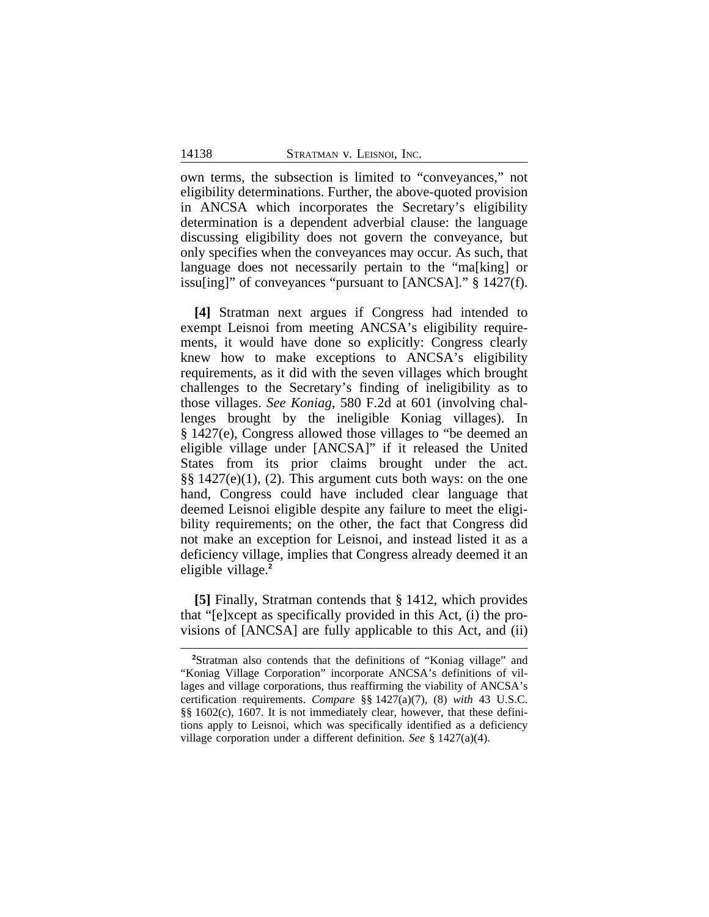own terms, the subsection is limited to "conveyances," not eligibility determinations. Further, the above-quoted provision in ANCSA which incorporates the Secretary's eligibility determination is a dependent adverbial clause: the language discussing eligibility does not govern the conveyance, but only specifies when the conveyances may occur. As such, that language does not necessarily pertain to the "ma[king] or issu[ing]" of conveyances "pursuant to [ANCSA]." § 1427(f).

**[4]** Stratman next argues if Congress had intended to exempt Leisnoi from meeting ANCSA's eligibility requirements, it would have done so explicitly: Congress clearly knew how to make exceptions to ANCSA's eligibility requirements, as it did with the seven villages which brought challenges to the Secretary's finding of ineligibility as to those villages. *See Koniag*, 580 F.2d at 601 (involving challenges brought by the ineligible Koniag villages). In § 1427(e), Congress allowed those villages to "be deemed an eligible village under [ANCSA]" if it released the United States from its prior claims brought under the act. §§ 1427(e)(1), (2). This argument cuts both ways: on the one hand, Congress could have included clear language that deemed Leisnoi eligible despite any failure to meet the eligibility requirements; on the other, the fact that Congress did not make an exception for Leisnoi, and instead listed it as a deficiency village, implies that Congress already deemed it an eligible village.[2]

**[5]** Finally, Stratman contends that § 1412, which provides that "[e]xcept as specifically provided in this Act, (i) the provisions of [ANCSA] are fully applicable to this Act, and (ii)

---

[2]Stratman also contends that the definitions of "Koniag village" and "Koniag Village Corporation" incorporate ANCSA's definitions of villages and village corporations, thus reaffirming the viability of ANCSA's certification requirements. *Compare* §§ 1427(a)(7), (8) *with* 43 U.S.C. §§ 1602(c), 1607. It is not immediately clear, however, that these definitions apply to Leisnoi, which was specifically identified as a deficiency village corporation under a different definition. *See* § 1427(a)(4).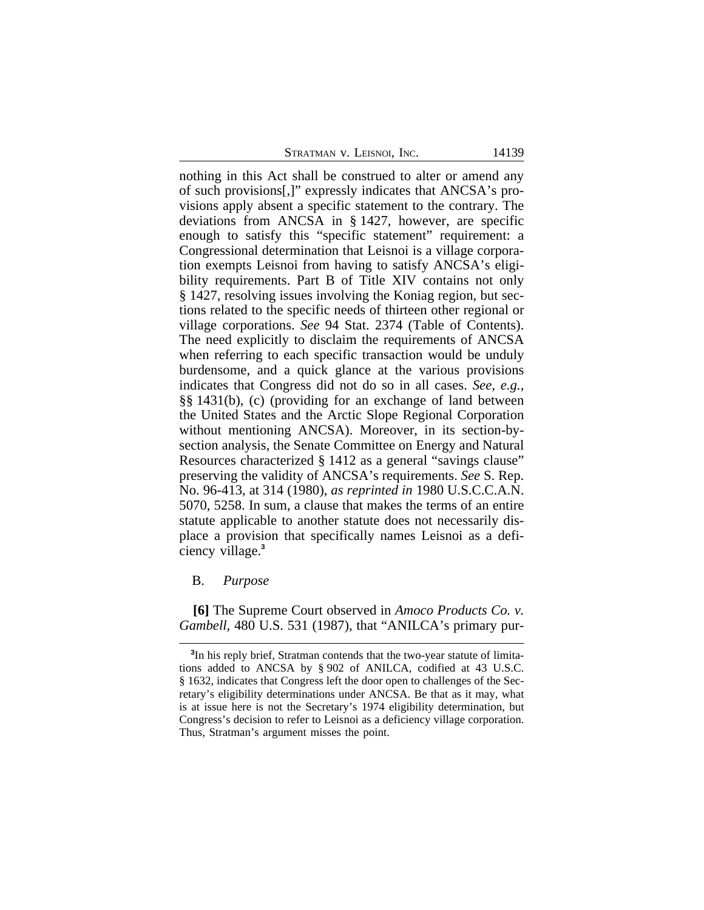nothing in this Act shall be construed to alter or amend any of such provisions[,]" expressly indicates that ANCSA's provisions apply absent a specific statement to the contrary. The deviations from ANCSA in § 1427, however, are specific enough to satisfy this "specific statement" requirement: a Congressional determination that Leisnoi is a village corporation exempts Leisnoi from having to satisfy ANCSA's eligibility requirements. Part B of Title XIV contains not only § 1427, resolving issues involving the Koniag region, but sections related to the specific needs of thirteen other regional or village corporations. *See* 94 Stat. 2374 (Table of Contents). The need explicitly to disclaim the requirements of ANCSA when referring to each specific transaction would be unduly burdensome, and a quick glance at the various provisions indicates that Congress did not do so in all cases. *See, e.g.*, §§ 1431(b), (c) (providing for an exchange of land between the United States and the Arctic Slope Regional Corporation without mentioning ANCSA). Moreover, in its section-by-section analysis, the Senate Committee on Energy and Natural Resources characterized § 1412 as a general "savings clause" preserving the validity of ANCSA's requirements. *See* S. Rep. No. 96-413, at 314 (1980), *as reprinted in* 1980 U.S.C.C.A.N. 5070, 5258. In sum, a clause that makes the terms of an entire statute applicable to another statute does not necessarily displace a provision that specifically names Leisnoi as a deficiency village.[3]

B. *Purpose*

**[6]** The Supreme Court observed in *Amoco Products Co. v. Gambell*, 480 U.S. 531 (1987), that "ANILCA's primary pur-

[3]In his reply brief, Stratman contends that the two-year statute of limitations added to ANCSA by § 902 of ANILCA, codified at 43 U.S.C. § 1632, indicates that Congress left the door open to challenges of the Secretary's eligibility determinations under ANCSA. Be that as it may, what is at issue here is not the Secretary's 1974 eligibility determination, but Congress's decision to refer to Leisnoi as a deficiency village corporation. Thus, Stratman's argument misses the point.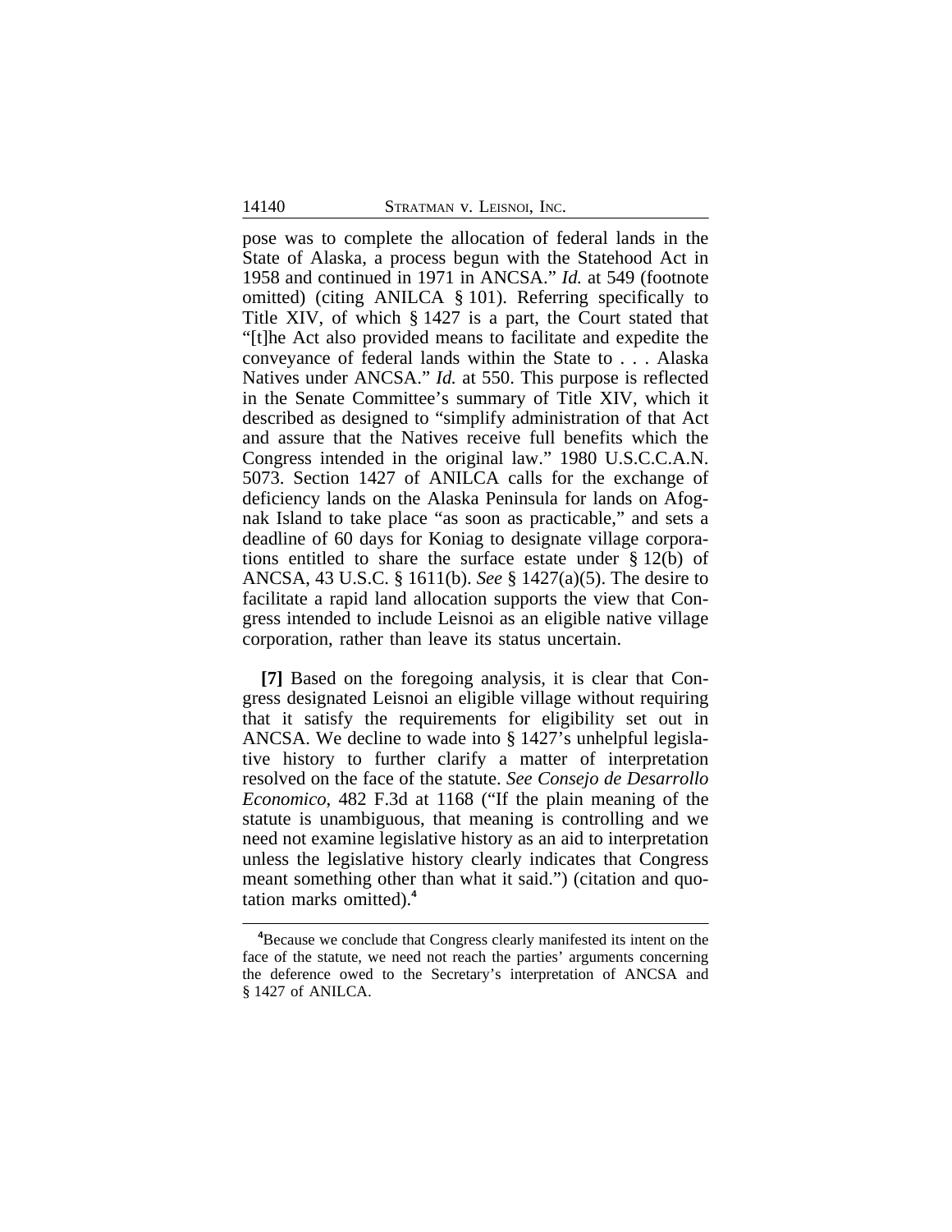pose was to complete the allocation of federal lands in the State of Alaska, a process begun with the Statehood Act in 1958 and continued in 1971 in ANCSA." *Id.* at 549 (footnote omitted) (citing ANILCA § 101). Referring specifically to Title XIV, of which § 1427 is a part, the Court stated that "[t]he Act also provided means to facilitate and expedite the conveyance of federal lands within the State to . . . Alaska Natives under ANCSA." *Id.* at 550. This purpose is reflected in the Senate Committee's summary of Title XIV, which it described as designed to "simplify administration of that Act and assure that the Natives receive full benefits which the Congress intended in the original law." 1980 U.S.C.C.A.N. 5073. Section 1427 of ANILCA calls for the exchange of deficiency lands on the Alaska Peninsula for lands on Afognak Island to take place "as soon as practicable," and sets a deadline of 60 days for Koniag to designate village corporations entitled to share the surface estate under § 12(b) of ANCSA, 43 U.S.C. § 1611(b). *See* § 1427(a)(5). The desire to facilitate a rapid land allocation supports the view that Congress intended to include Leisnoi as an eligible native village corporation, rather than leave its status uncertain.

**[7]** Based on the foregoing analysis, it is clear that Congress designated Leisnoi an eligible village without requiring that it satisfy the requirements for eligibility set out in ANCSA. We decline to wade into § 1427's unhelpful legislative history to further clarify a matter of interpretation resolved on the face of the statute. *See Consejo de Desarrollo Economico*, 482 F.3d at 1168 ("If the plain meaning of the statute is unambiguous, that meaning is controlling and we need not examine legislative history as an aid to interpretation unless the legislative history clearly indicates that Congress meant something other than what it said.") (citation and quotation marks omitted).[4]

[4] Because we conclude that Congress clearly manifested its intent on the face of the statute, we need not reach the parties' arguments concerning the deference owed to the Secretary's interpretation of ANCSA and § 1427 of ANILCA.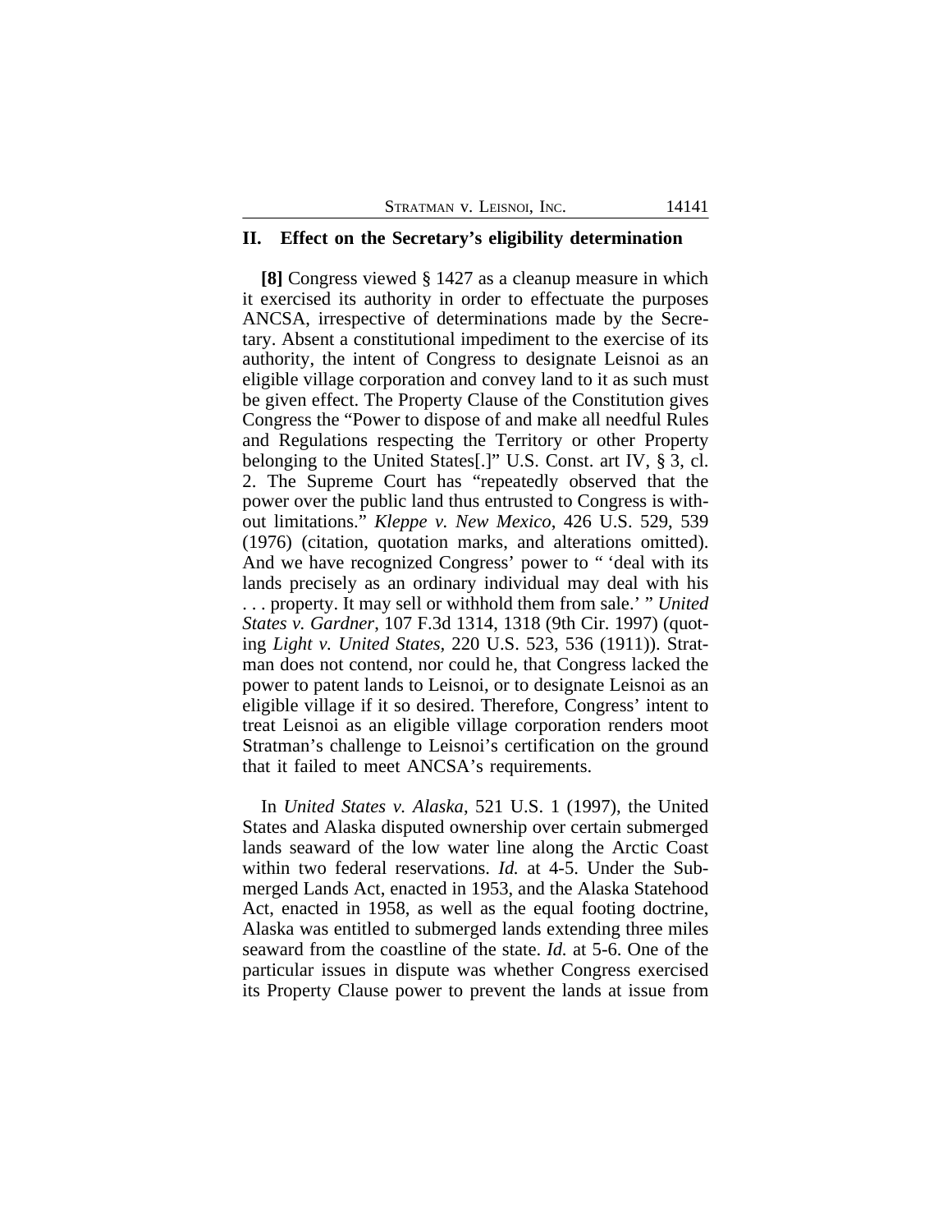## II. Effect on the Secretary's eligibility determination

**[8]** Congress viewed § 1427 as a cleanup measure in which it exercised its authority in order to effectuate the purposes ANCSA, irrespective of determinations made by the Secretary. Absent a constitutional impediment to the exercise of its authority, the intent of Congress to designate Leisnoi as an eligible village corporation and convey land to it as such must be given effect. The Property Clause of the Constitution gives Congress the "Power to dispose of and make all needful Rules and Regulations respecting the Territory or other Property belonging to the United States[.]" U.S. Const. art IV, § 3, cl. 2. The Supreme Court has "repeatedly observed that the power over the public land thus entrusted to Congress is without limitations." *Kleppe v. New Mexico*, 426 U.S. 529, 539 (1976) (citation, quotation marks, and alterations omitted). And we have recognized Congress' power to " 'deal with its lands precisely as an ordinary individual may deal with his . . . property. It may sell or withhold them from sale.' " *United States v. Gardner*, 107 F.3d 1314, 1318 (9th Cir. 1997) (quoting *Light v. United States*, 220 U.S. 523, 536 (1911)). Stratman does not contend, nor could he, that Congress lacked the power to patent lands to Leisnoi, or to designate Leisnoi as an eligible village if it so desired. Therefore, Congress' intent to treat Leisnoi as an eligible village corporation renders moot Stratman's challenge to Leisnoi's certification on the ground that it failed to meet ANCSA's requirements.

In *United States v. Alaska*, 521 U.S. 1 (1997), the United States and Alaska disputed ownership over certain submerged lands seaward of the low water line along the Arctic Coast within two federal reservations. *Id.* at 4-5. Under the Submerged Lands Act, enacted in 1953, and the Alaska Statehood Act, enacted in 1958, as well as the equal footing doctrine, Alaska was entitled to submerged lands extending three miles seaward from the coastline of the state. *Id.* at 5-6. One of the particular issues in dispute was whether Congress exercised its Property Clause power to prevent the lands at issue from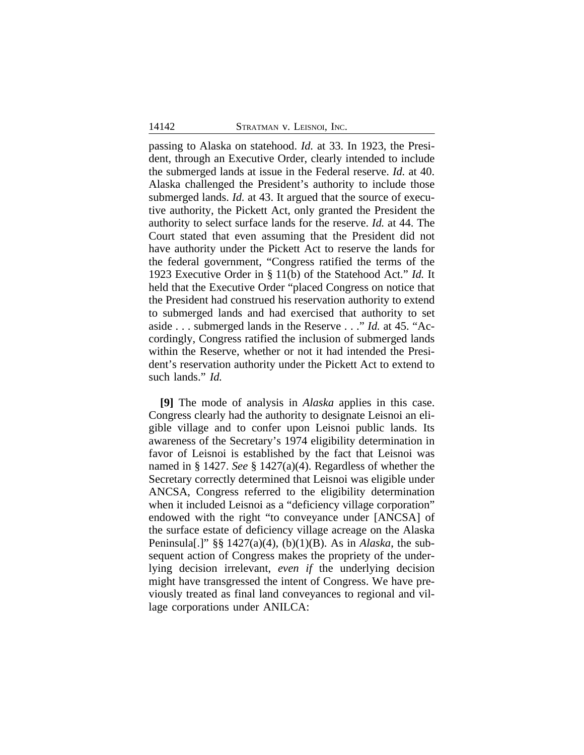passing to Alaska on statehood. *Id.* at 33. In 1923, the President, through an Executive Order, clearly intended to include the submerged lands at issue in the Federal reserve. *Id.* at 40. Alaska challenged the President's authority to include those submerged lands. *Id.* at 43. It argued that the source of executive authority, the Pickett Act, only granted the President the authority to select surface lands for the reserve. *Id.* at 44. The Court stated that even assuming that the President did not have authority under the Pickett Act to reserve the lands for the federal government, "Congress ratified the terms of the 1923 Executive Order in § 11(b) of the Statehood Act." *Id.* It held that the Executive Order "placed Congress on notice that the President had construed his reservation authority to extend to submerged lands and had exercised that authority to set aside . . . submerged lands in the Reserve . . ." *Id.* at 45. "Accordingly, Congress ratified the inclusion of submerged lands within the Reserve, whether or not it had intended the President's reservation authority under the Pickett Act to extend to such lands." *Id.*

**[9]** The mode of analysis in *Alaska* applies in this case. Congress clearly had the authority to designate Leisnoi an eligible village and to confer upon Leisnoi public lands. Its awareness of the Secretary's 1974 eligibility determination in favor of Leisnoi is established by the fact that Leisnoi was named in § 1427. *See* § 1427(a)(4). Regardless of whether the Secretary correctly determined that Leisnoi was eligible under ANCSA, Congress referred to the eligibility determination when it included Leisnoi as a "deficiency village corporation" endowed with the right "to conveyance under [ANCSA] of the surface estate of deficiency village acreage on the Alaska Peninsula[.]" §§ 1427(a)(4), (b)(1)(B). As in *Alaska*, the subsequent action of Congress makes the propriety of the underlying decision irrelevant, *even if* the underlying decision might have transgressed the intent of Congress. We have previously treated as final land conveyances to regional and village corporations under ANILCA: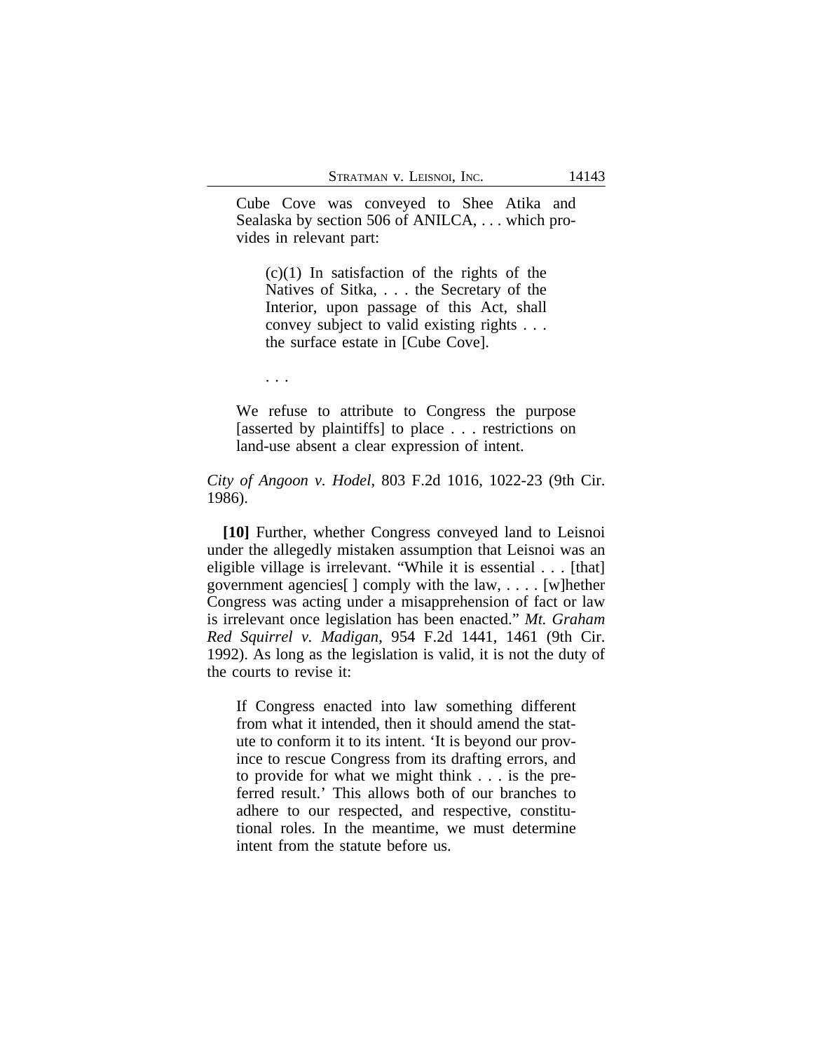> Cube Cove was conveyed to Shee Atika and Sealaska by section 506 of ANILCA, . . . which provides in relevant part:
>
> > (c)(1) In satisfaction of the rights of the Natives of Sitka, . . . the Secretary of the Interior, upon passage of this Act, shall convey subject to valid existing rights . . . the surface estate in [Cube Cove].
>
> . . .
>
> We refuse to attribute to Congress the purpose [asserted by plaintiffs] to place . . . restrictions on land-use absent a clear expression of intent.

*City of Angoon v. Hodel*, 803 F.2d 1016, 1022-23 (9th Cir. 1986).

**[10]** Further, whether Congress conveyed land to Leisnoi under the allegedly mistaken assumption that Leisnoi was an eligible village is irrelevant. "While it is essential . . . [that] government agencies[ ] comply with the law, . . . . [w]hether Congress was acting under a misapprehension of fact or law is irrelevant once legislation has been enacted." *Mt. Graham Red Squirrel v. Madigan*, 954 F.2d 1441, 1461 (9th Cir. 1992). As long as the legislation is valid, it is not the duty of the courts to revise it:

> If Congress enacted into law something different from what it intended, then it should amend the statute to conform it to its intent. 'It is beyond our province to rescue Congress from its drafting errors, and to provide for what we might think . . . is the preferred result.' This allows both of our branches to adhere to our respected, and respective, constitutional roles. In the meantime, we must determine intent from the statute before us.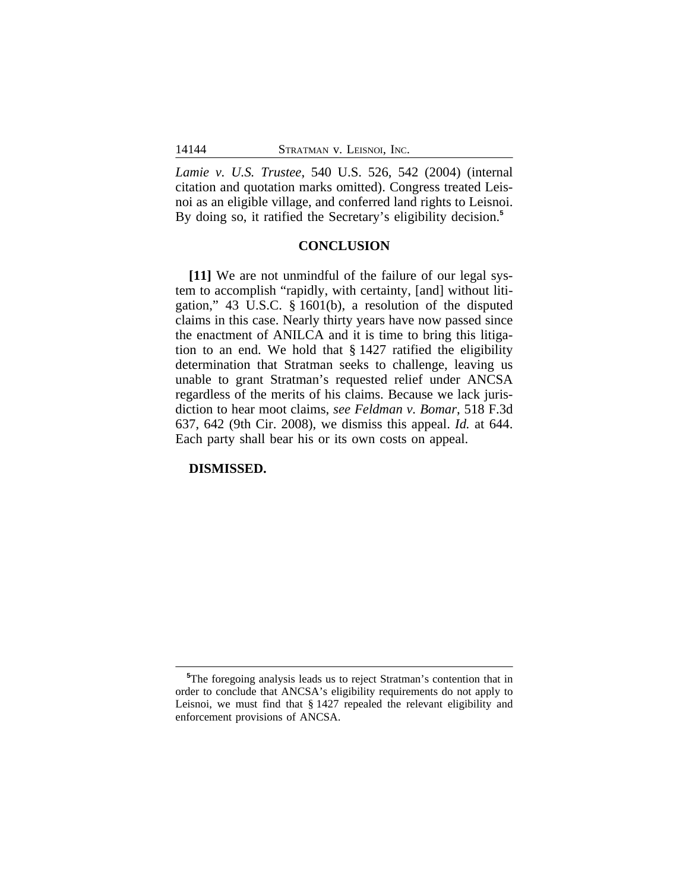*Lamie v. U.S. Trustee*, 540 U.S. 526, 542 (2004) (internal citation and quotation marks omitted). Congress treated Leisnoi as an eligible village, and conferred land rights to Leisnoi. By doing so, it ratified the Secretary's eligibility decision.[5]

## CONCLUSION

**[11]** We are not unmindful of the failure of our legal system to accomplish "rapidly, with certainty, [and] without litigation," 43 U.S.C. § 1601(b), a resolution of the disputed claims in this case. Nearly thirty years have now passed since the enactment of ANILCA and it is time to bring this litigation to an end. We hold that § 1427 ratified the eligibility determination that Stratman seeks to challenge, leaving us unable to grant Stratman's requested relief under ANCSA regardless of the merits of his claims. Because we lack jurisdiction to hear moot claims, *see Feldman v. Bomar*, 518 F.3d 637, 642 (9th Cir. 2008), we dismiss this appeal. *Id.* at 644. Each party shall bear his or its own costs on appeal.

**DISMISSED.**

---

[5]The foregoing analysis leads us to reject Stratman's contention that in order to conclude that ANCSA's eligibility requirements do not apply to Leisnoi, we must find that § 1427 repealed the relevant eligibility and enforcement provisions of ANCSA.